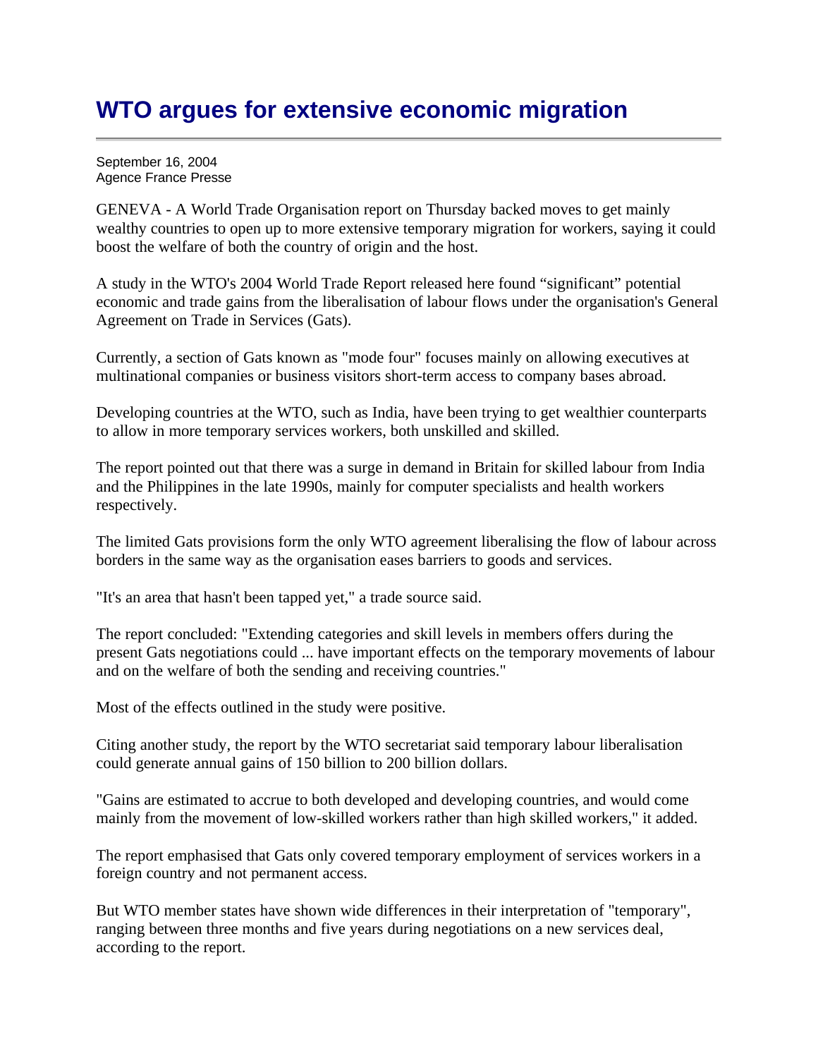# WTO argues for extensive economic migration

September 16, 2004
Agence France Presse

GENEVA - A World Trade Organisation report on Thursday backed moves to get mainly wealthy countries to open up to more extensive temporary migration for workers, saying it could boost the welfare of both the country of origin and the host.

A study in the WTO's 2004 World Trade Report released here found “significant” potential economic and trade gains from the liberalisation of labour flows under the organisation's General Agreement on Trade in Services (Gats).

Currently, a section of Gats known as "mode four" focuses mainly on allowing executives at multinational companies or business visitors short-term access to company bases abroad.

Developing countries at the WTO, such as India, have been trying to get wealthier counterparts to allow in more temporary services workers, both unskilled and skilled.

The report pointed out that there was a surge in demand in Britain for skilled labour from India and the Philippines in the late 1990s, mainly for computer specialists and health workers respectively.

The limited Gats provisions form the only WTO agreement liberalising the flow of labour across borders in the same way as the organisation eases barriers to goods and services.

"It's an area that hasn't been tapped yet," a trade source said.

The report concluded: "Extending categories and skill levels in members offers during the present Gats negotiations could ... have important effects on the temporary movements of labour and on the welfare of both the sending and receiving countries."

Most of the effects outlined in the study were positive.

Citing another study, the report by the WTO secretariat said temporary labour liberalisation could generate annual gains of 150 billion to 200 billion dollars.

"Gains are estimated to accrue to both developed and developing countries, and would come mainly from the movement of low-skilled workers rather than high skilled workers," it added.

The report emphasised that Gats only covered temporary employment of services workers in a foreign country and not permanent access.

But WTO member states have shown wide differences in their interpretation of "temporary", ranging between three months and five years during negotiations on a new services deal, according to the report.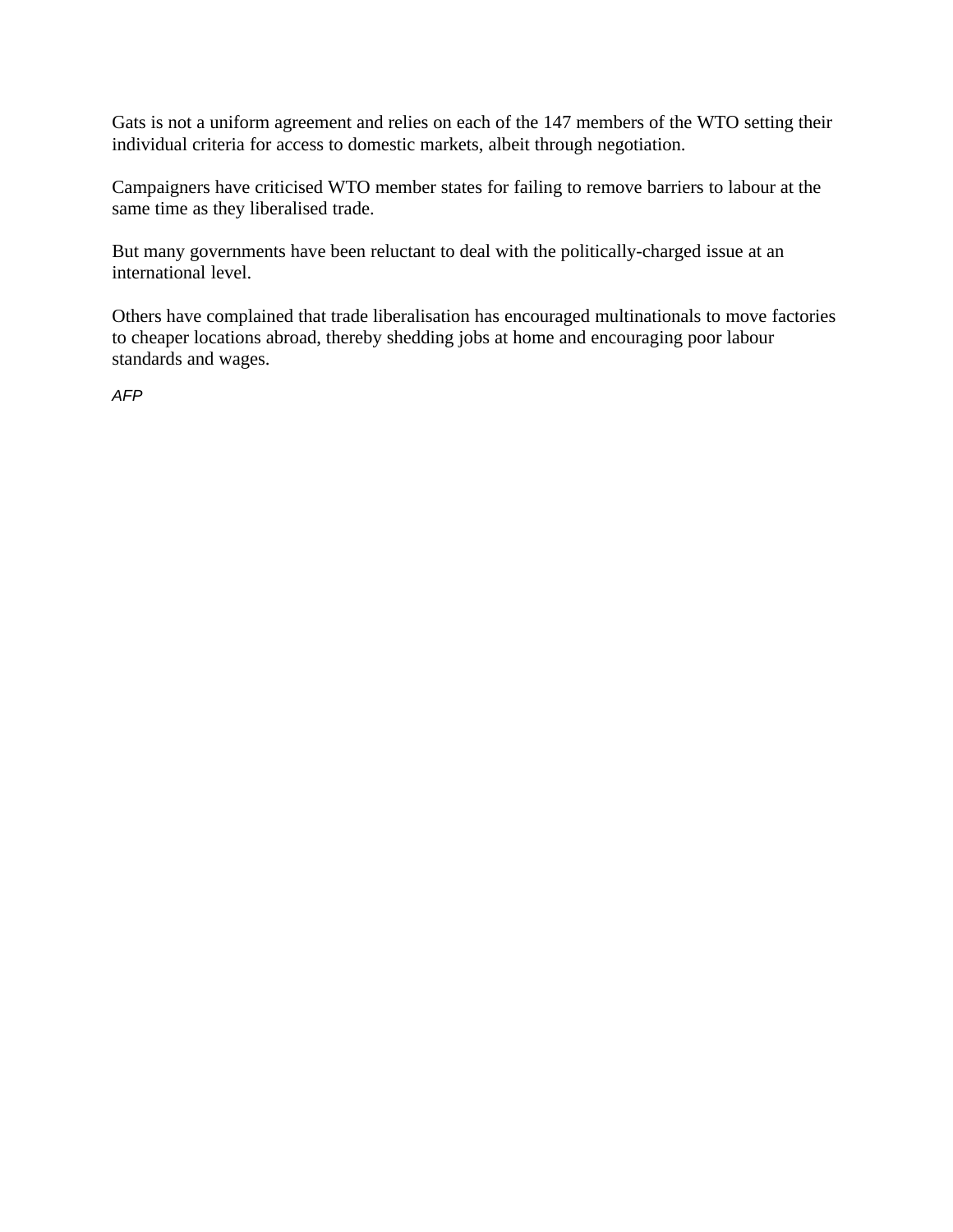Gats is not a uniform agreement and relies on each of the 147 members of the WTO setting their individual criteria for access to domestic markets, albeit through negotiation.

Campaigners have criticised WTO member states for failing to remove barriers to labour at the same time as they liberalised trade.

But many governments have been reluctant to deal with the politically-charged issue at an international level.

Others have complained that trade liberalisation has encouraged multinationals to move factories to cheaper locations abroad, thereby shedding jobs at home and encouraging poor labour standards and wages.

*AFP*